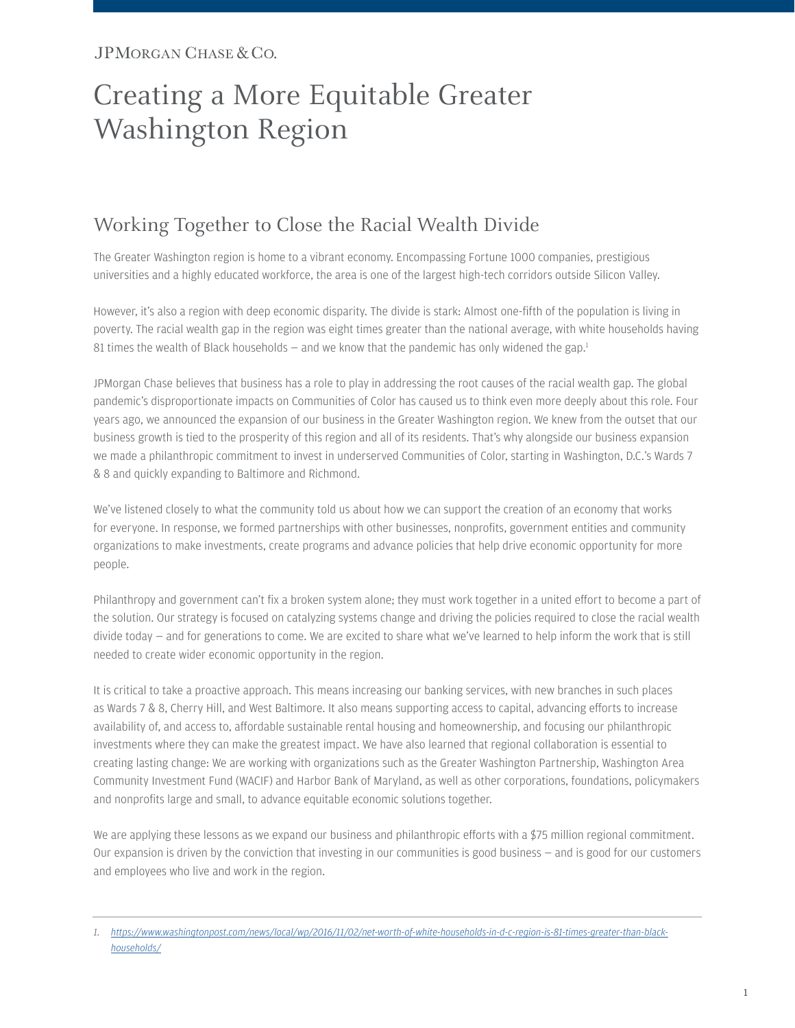JPMorgan Chase & Co.

# Creating a More Equitable Greater Washington Region

## Working Together to Close the Racial Wealth Divide

The Greater Washington region is home to a vibrant economy. Encompassing Fortune 1000 companies, prestigious universities and a highly educated workforce, the area is one of the largest high-tech corridors outside Silicon Valley.

However, it's also a region with deep economic disparity. The divide is stark: Almost one-fifth of the population is living in poverty. The racial wealth gap in the region was eight times greater than the national average, with white households having 81 times the wealth of Black households — and we know that the pandemic has only widened the gap.[1]

JPMorgan Chase believes that business has a role to play in addressing the root causes of the racial wealth gap. The global pandemic's disproportionate impacts on Communities of Color has caused us to think even more deeply about this role. Four years ago, we announced the expansion of our business in the Greater Washington region. We knew from the outset that our business growth is tied to the prosperity of this region and all of its residents. That's why alongside our business expansion we made a philanthropic commitment to invest in underserved Communities of Color, starting in Washington, D.C.'s Wards 7 & 8 and quickly expanding to Baltimore and Richmond.

We've listened closely to what the community told us about how we can support the creation of an economy that works for everyone. In response, we formed partnerships with other businesses, nonprofits, government entities and community organizations to make investments, create programs and advance policies that help drive economic opportunity for more people.

Philanthropy and government can't fix a broken system alone; they must work together in a united effort to become a part of the solution. Our strategy is focused on catalyzing systems change and driving the policies required to close the racial wealth divide today — and for generations to come. We are excited to share what we've learned to help inform the work that is still needed to create wider economic opportunity in the region.

It is critical to take a proactive approach. This means increasing our banking services, with new branches in such places as Wards 7 & 8, Cherry Hill, and West Baltimore. It also means supporting access to capital, advancing efforts to increase availability of, and access to, affordable sustainable rental housing and homeownership, and focusing our philanthropic investments where they can make the greatest impact. We have also learned that regional collaboration is essential to creating lasting change: We are working with organizations such as the Greater Washington Partnership, Washington Area Community Investment Fund (WACIF) and Harbor Bank of Maryland, as well as other corporations, foundations, policymakers and nonprofits large and small, to advance equitable economic solutions together.

We are applying these lessons as we expand our business and philanthropic efforts with a $75 million regional commitment. Our expansion is driven by the conviction that investing in our communities is good business — and is good for our customers and employees who live and work in the region.

---

1. https://www.washingtonpost.com/news/local/wp/2016/11/02/net-worth-of-white-households-in-d-c-region-is-81-times-greater-than-black-households/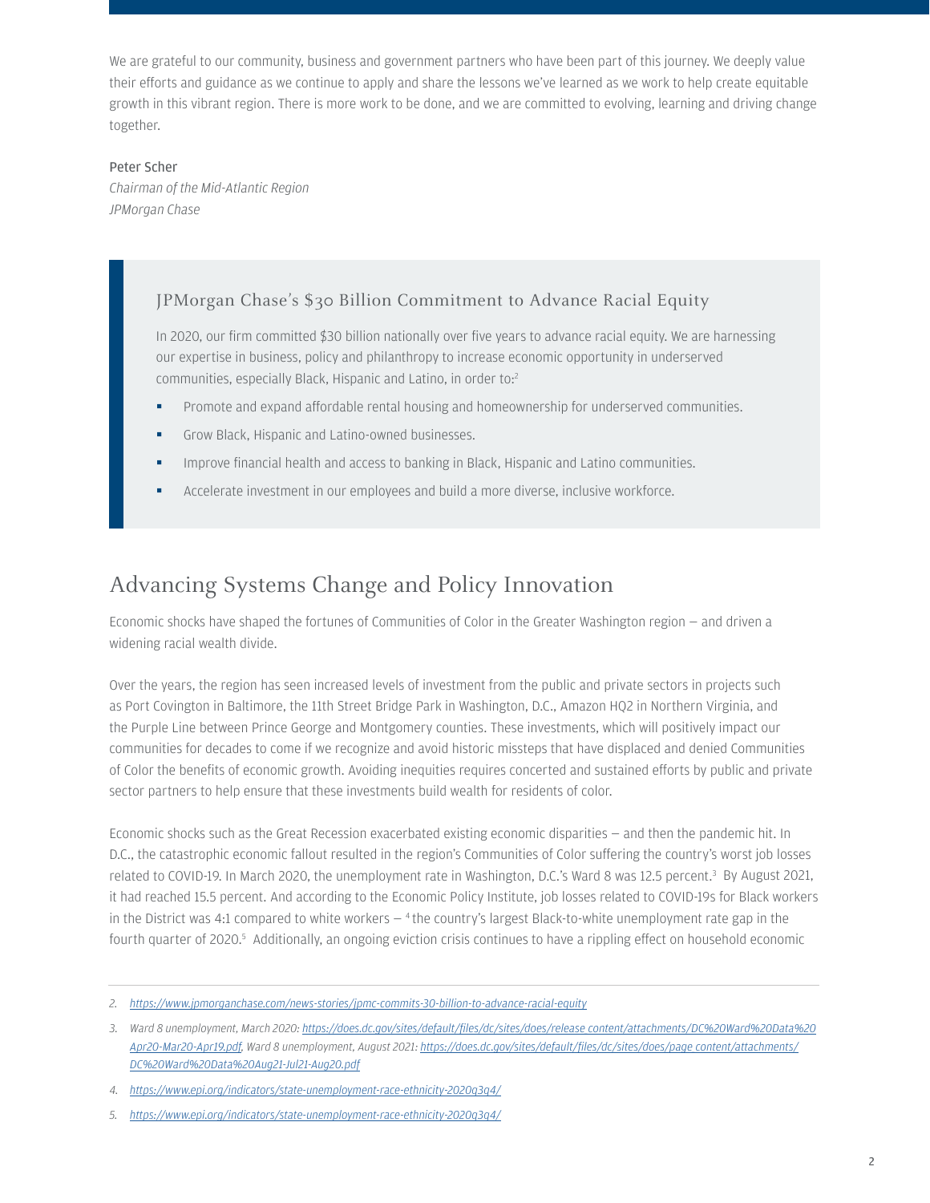We are grateful to our community, business and government partners who have been part of this journey. We deeply value their efforts and guidance as we continue to apply and share the lessons we've learned as we work to help create equitable growth in this vibrant region. There is more work to be done, and we are committed to evolving, learning and driving change together.

Peter Scher
*Chairman of the Mid-Atlantic Region*
*JPMorgan Chase*

> ### JPMorgan Chase's $30 Billion Commitment to Advance Racial Equity
>
> In 2020, our firm committed $30 billion nationally over five years to advance racial equity. We are harnessing our expertise in business, policy and philanthropy to increase economic opportunity in underserved communities, especially Black, Hispanic and Latino, in order to:[2]
>
> - Promote and expand affordable rental housing and homeownership for underserved communities.
> - Grow Black, Hispanic and Latino-owned businesses.
> - Improve financial health and access to banking in Black, Hispanic and Latino communities.
> - Accelerate investment in our employees and build a more diverse, inclusive workforce.

## Advancing Systems Change and Policy Innovation

Economic shocks have shaped the fortunes of Communities of Color in the Greater Washington region — and driven a widening racial wealth divide.

Over the years, the region has seen increased levels of investment from the public and private sectors in projects such as Port Covington in Baltimore, the 11th Street Bridge Park in Washington, D.C., Amazon HQ2 in Northern Virginia, and the Purple Line between Prince George and Montgomery counties. These investments, which will positively impact our communities for decades to come if we recognize and avoid historic missteps that have displaced and denied Communities of Color the benefits of economic growth. Avoiding inequities requires concerted and sustained efforts by public and private sector partners to help ensure that these investments build wealth for residents of color.

Economic shocks such as the Great Recession exacerbated existing economic disparities — and then the pandemic hit. In D.C., the catastrophic economic fallout resulted in the region's Communities of Color suffering the country's worst job losses related to COVID-19. In March 2020, the unemployment rate in Washington, D.C.'s Ward 8 was 12.5 percent.[3] By August 2021, it had reached 15.5 percent. And according to the Economic Policy Institute, job losses related to COVID-19s for Black workers in the District was 4:1 compared to white workers — [4] the country's largest Black-to-white unemployment rate gap in the fourth quarter of 2020.[5] Additionally, an ongoing eviction crisis continues to have a rippling effect on household economic

---

2. *https://www.jpmorganchase.com/news-stories/jpmc-commits-30-billion-to-advance-racial-equity*
3. *Ward 8 unemployment, March 2020: https://does.dc.gov/sites/default/files/dc/sites/does/release content/attachments/DC%20Ward%20Data%20Apr20-Mar20-Apr19.pdf, Ward 8 unemployment, August 2021: https://does.dc.gov/sites/default/files/dc/sites/does/page content/attachments/DC%20Ward%20Data%20Aug21-Jul21-Aug20.pdf*
4. *https://www.epi.org/indicators/state-unemployment-race-ethnicity-2020q3q4/*
5. *https://www.epi.org/indicators/state-unemployment-race-ethnicity-2020q3q4/*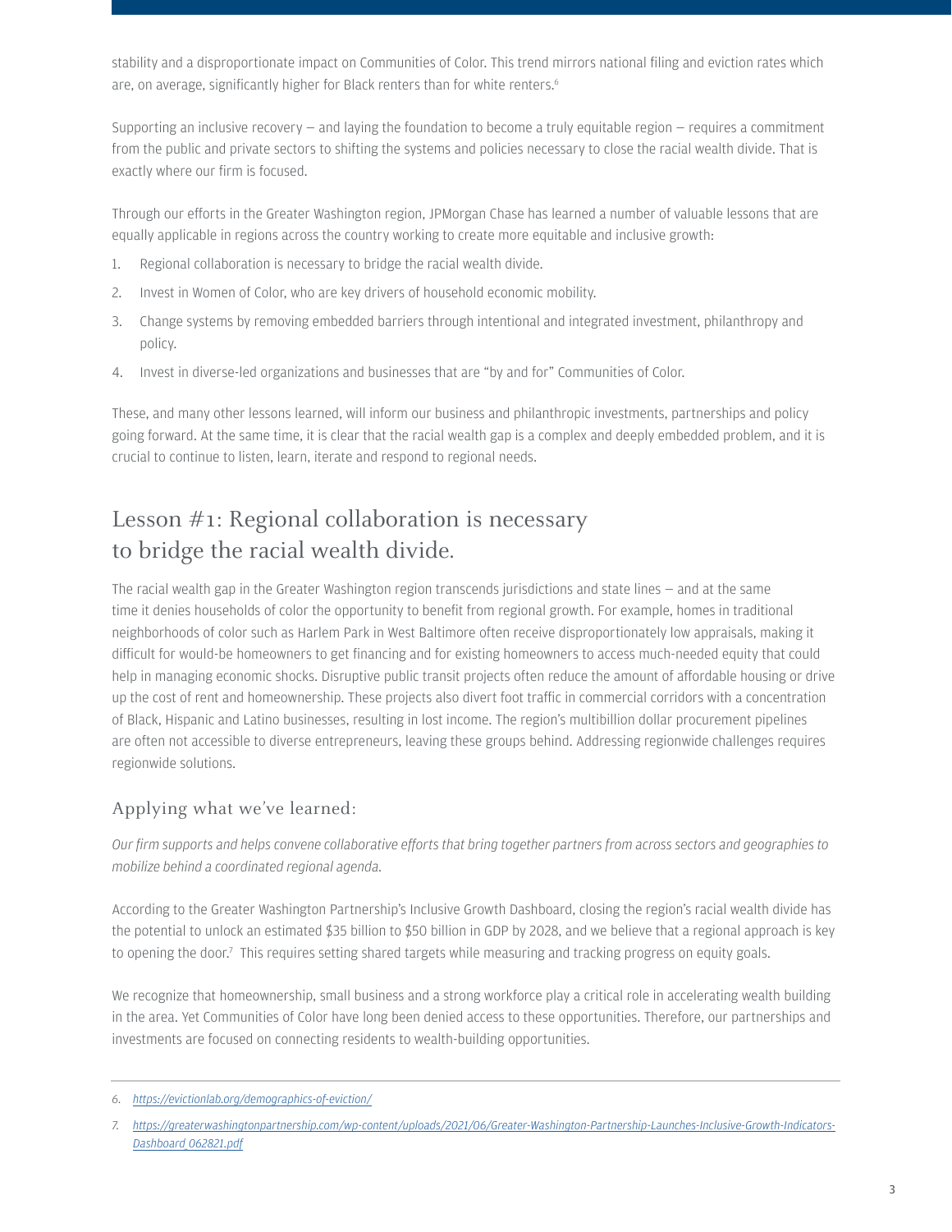stability and a disproportionate impact on Communities of Color. This trend mirrors national filing and eviction rates which are, on average, significantly higher for Black renters than for white renters.[6]

Supporting an inclusive recovery — and laying the foundation to become a truly equitable region — requires a commitment from the public and private sectors to shifting the systems and policies necessary to close the racial wealth divide. That is exactly where our firm is focused.

Through our efforts in the Greater Washington region, JPMorgan Chase has learned a number of valuable lessons that are equally applicable in regions across the country working to create more equitable and inclusive growth:

1. Regional collaboration is necessary to bridge the racial wealth divide.
2. Invest in Women of Color, who are key drivers of household economic mobility.
3. Change systems by removing embedded barriers through intentional and integrated investment, philanthropy and policy.
4. Invest in diverse-led organizations and businesses that are "by and for" Communities of Color.

These, and many other lessons learned, will inform our business and philanthropic investments, partnerships and policy going forward. At the same time, it is clear that the racial wealth gap is a complex and deeply embedded problem, and it is crucial to continue to listen, learn, iterate and respond to regional needs.

## Lesson #1: Regional collaboration is necessary to bridge the racial wealth divide.

The racial wealth gap in the Greater Washington region transcends jurisdictions and state lines — and at the same time it denies households of color the opportunity to benefit from regional growth. For example, homes in traditional neighborhoods of color such as Harlem Park in West Baltimore often receive disproportionately low appraisals, making it difficult for would-be homeowners to get financing and for existing homeowners to access much-needed equity that could help in managing economic shocks. Disruptive public transit projects often reduce the amount of affordable housing or drive up the cost of rent and homeownership. These projects also divert foot traffic in commercial corridors with a concentration of Black, Hispanic and Latino businesses, resulting in lost income. The region's multibillion dollar procurement pipelines are often not accessible to diverse entrepreneurs, leaving these groups behind. Addressing regionwide challenges requires regionwide solutions.

### Applying what we've learned:

*Our firm supports and helps convene collaborative efforts that bring together partners from across sectors and geographies to mobilize behind a coordinated regional agenda.*

According to the Greater Washington Partnership's Inclusive Growth Dashboard, closing the region's racial wealth divide has the potential to unlock an estimated $35 billion to $50 billion in GDP by 2028, and we believe that a regional approach is key to opening the door.[7] This requires setting shared targets while measuring and tracking progress on equity goals.

We recognize that homeownership, small business and a strong workforce play a critical role in accelerating wealth building in the area. Yet Communities of Color have long been denied access to these opportunities. Therefore, our partnerships and investments are focused on connecting residents to wealth-building opportunities.

---

6. https://evictionlab.org/demographics-of-eviction/
7. https://greaterwashingtonpartnership.com/wp-content/uploads/2021/06/Greater-Washington-Partnership-Launches-Inclusive-Growth-Indicators-Dashboard_062821.pdf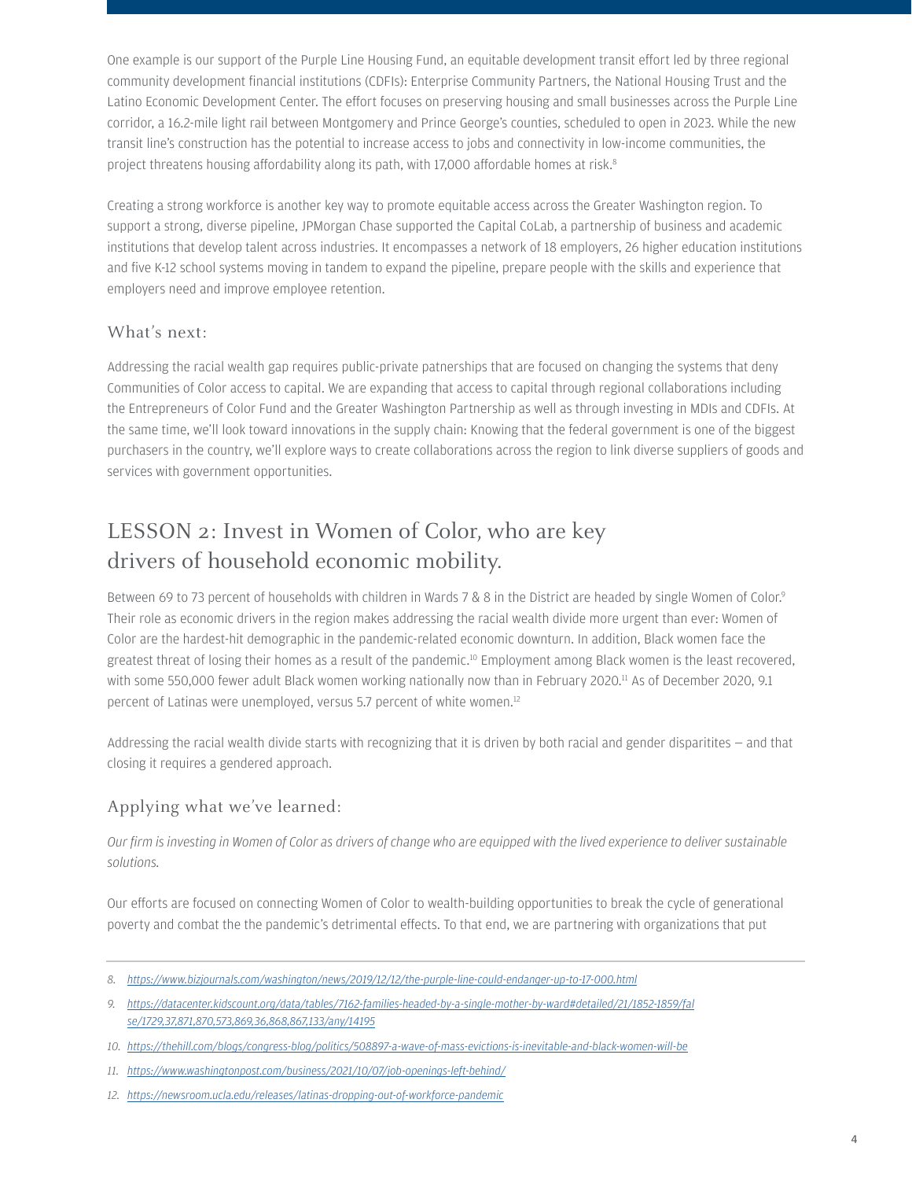One example is our support of the Purple Line Housing Fund, an equitable development transit effort led by three regional community development financial institutions (CDFIs): Enterprise Community Partners, the National Housing Trust and the Latino Economic Development Center. The effort focuses on preserving housing and small businesses across the Purple Line corridor, a 16.2-mile light rail between Montgomery and Prince George's counties, scheduled to open in 2023. While the new transit line's construction has the potential to increase access to jobs and connectivity in low-income communities, the project threatens housing affordability along its path, with 17,000 affordable homes at risk.[8]

Creating a strong workforce is another key way to promote equitable access across the Greater Washington region. To support a strong, diverse pipeline, JPMorgan Chase supported the Capital CoLab, a partnership of business and academic institutions that develop talent across industries. It encompasses a network of 18 employers, 26 higher education institutions and five K-12 school systems moving in tandem to expand the pipeline, prepare people with the skills and experience that employers need and improve employee retention.

### What's next:

Addressing the racial wealth gap requires public-private patnerships that are focused on changing the systems that deny Communities of Color access to capital. We are expanding that access to capital through regional collaborations including the Entrepreneurs of Color Fund and the Greater Washington Partnership as well as through investing in MDIs and CDFIs. At the same time, we'll look toward innovations in the supply chain: Knowing that the federal government is one of the biggest purchasers in the country, we'll explore ways to create collaborations across the region to link diverse suppliers of goods and services with government opportunities.

## LESSON 2: Invest in Women of Color, who are key drivers of household economic mobility.

Between 69 to 73 percent of households with children in Wards 7 & 8 in the District are headed by single Women of Color.[9] Their role as economic drivers in the region makes addressing the racial wealth divide more urgent than ever: Women of Color are the hardest-hit demographic in the pandemic-related economic downturn. In addition, Black women face the greatest threat of losing their homes as a result of the pandemic.[10] Employment among Black women is the least recovered, with some 550,000 fewer adult Black women working nationally now than in February 2020.[11] As of December 2020, 9.1 percent of Latinas were unemployed, versus 5.7 percent of white women.[12]

Addressing the racial wealth divide starts with recognizing that it is driven by both racial and gender disparitites — and that closing it requires a gendered approach.

### Applying what we've learned:

*Our firm is investing in Women of Color as drivers of change who are equipped with the lived experience to deliver sustainable solutions.*

Our efforts are focused on connecting Women of Color to wealth-building opportunities to break the cycle of generational poverty and combat the the pandemic's detrimental effects. To that end, we are partnering with organizations that put

---

8. https://www.bizjournals.com/washington/news/2019/12/12/the-purple-line-could-endanger-up-to-17-000.html
9. https://datacenter.kidscount.org/data/tables/7162-families-headed-by-a-single-mother-by-ward#detailed/21/1852-1859/false/1729,37,871,870,573,869,36,868,867,133/any/14195
10. https://thehill.com/blogs/congress-blog/politics/508897-a-wave-of-mass-evictions-is-inevitable-and-black-women-will-be
11. https://www.washingtonpost.com/business/2021/10/07/job-openings-left-behind/
12. https://newsroom.ucla.edu/releases/latinas-dropping-out-of-workforce-pandemic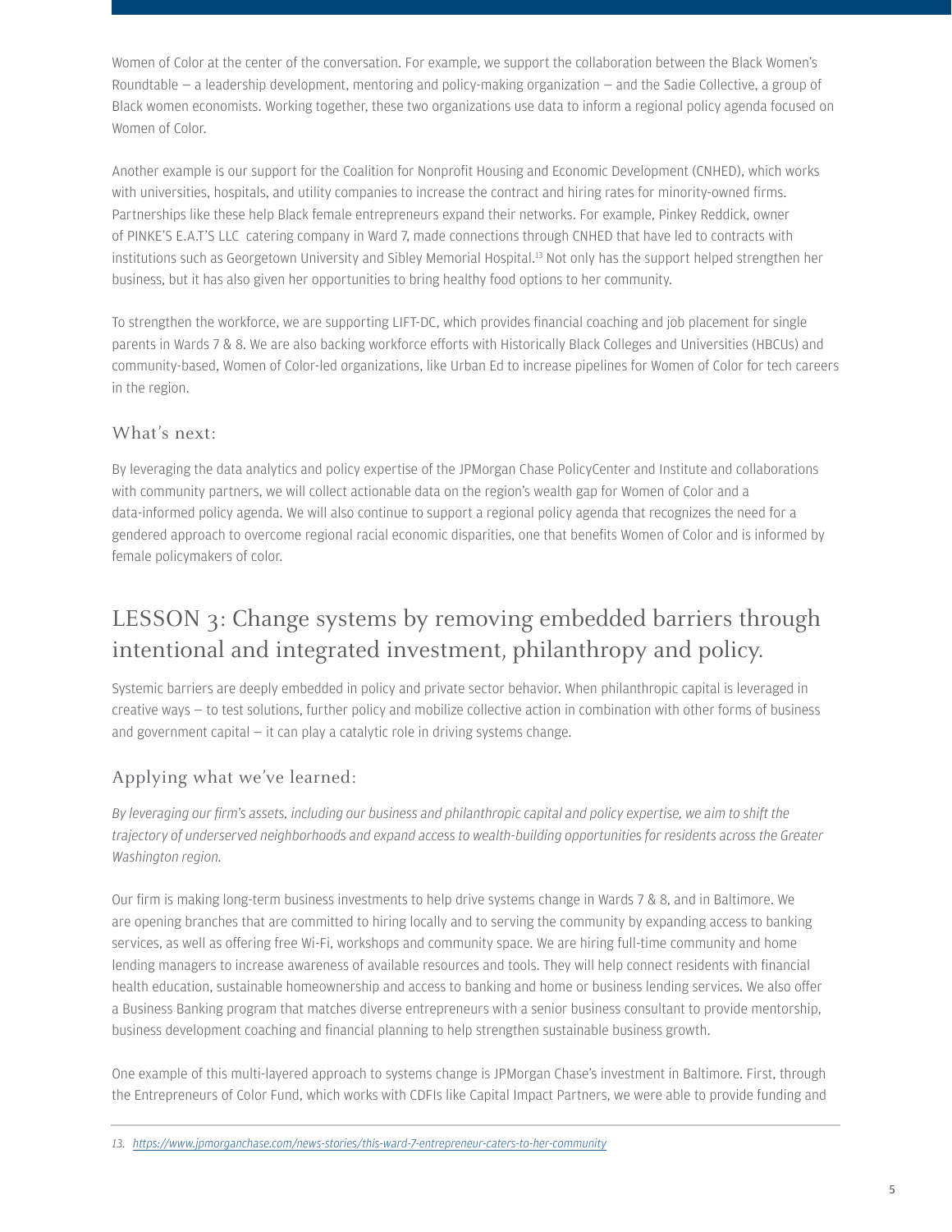Women of Color at the center of the conversation. For example, we support the collaboration between the Black Women's Roundtable — a leadership development, mentoring and policy-making organization — and the Sadie Collective, a group of Black women economists. Working together, these two organizations use data to inform a regional policy agenda focused on Women of Color.

Another example is our support for the Coalition for Nonprofit Housing and Economic Development (CNHED), which works with universities, hospitals, and utility companies to increase the contract and hiring rates for minority-owned firms. Partnerships like these help Black female entrepreneurs expand their networks. For example, Pinkey Reddick, owner of PINKE'S E.A.T'S LLC catering company in Ward 7, made connections through CNHED that have led to contracts with institutions such as Georgetown University and Sibley Memorial Hospital.[13] Not only has the support helped strengthen her business, but it has also given her opportunities to bring healthy food options to her community.

To strengthen the workforce, we are supporting LIFT-DC, which provides financial coaching and job placement for single parents in Wards 7 & 8. We are also backing workforce efforts with Historically Black Colleges and Universities (HBCUs) and community-based, Women of Color-led organizations, like Urban Ed to increase pipelines for Women of Color for tech careers in the region.

### What's next:

By leveraging the data analytics and policy expertise of the JPMorgan Chase PolicyCenter and Institute and collaborations with community partners, we will collect actionable data on the region's wealth gap for Women of Color and a data-informed policy agenda. We will also continue to support a regional policy agenda that recognizes the need for a gendered approach to overcome regional racial economic disparities, one that benefits Women of Color and is informed by female policymakers of color.

## LESSON 3: Change systems by removing embedded barriers through intentional and integrated investment, philanthropy and policy.

Systemic barriers are deeply embedded in policy and private sector behavior. When philanthropic capital is leveraged in creative ways — to test solutions, further policy and mobilize collective action in combination with other forms of business and government capital — it can play a catalytic role in driving systems change.

### Applying what we've learned:

*By leveraging our firm's assets, including our business and philanthropic capital and policy expertise, we aim to shift the trajectory of underserved neighborhoods and expand access to wealth-building opportunities for residents across the Greater Washington region.*

Our firm is making long-term business investments to help drive systems change in Wards 7 & 8, and in Baltimore. We are opening branches that are committed to hiring locally and to serving the community by expanding access to banking services, as well as offering free Wi-Fi, workshops and community space. We are hiring full-time community and home lending managers to increase awareness of available resources and tools. They will help connect residents with financial health education, sustainable homeownership and access to banking and home or business lending services. We also offer a Business Banking program that matches diverse entrepreneurs with a senior business consultant to provide mentorship, business development coaching and financial planning to help strengthen sustainable business growth.

One example of this multi-layered approach to systems change is JPMorgan Chase's investment in Baltimore. First, through the Entrepreneurs of Color Fund, which works with CDFIs like Capital Impact Partners, we were able to provide funding and

---

13. https://www.jpmorganchase.com/news-stories/this-ward-7-entrepreneur-caters-to-her-community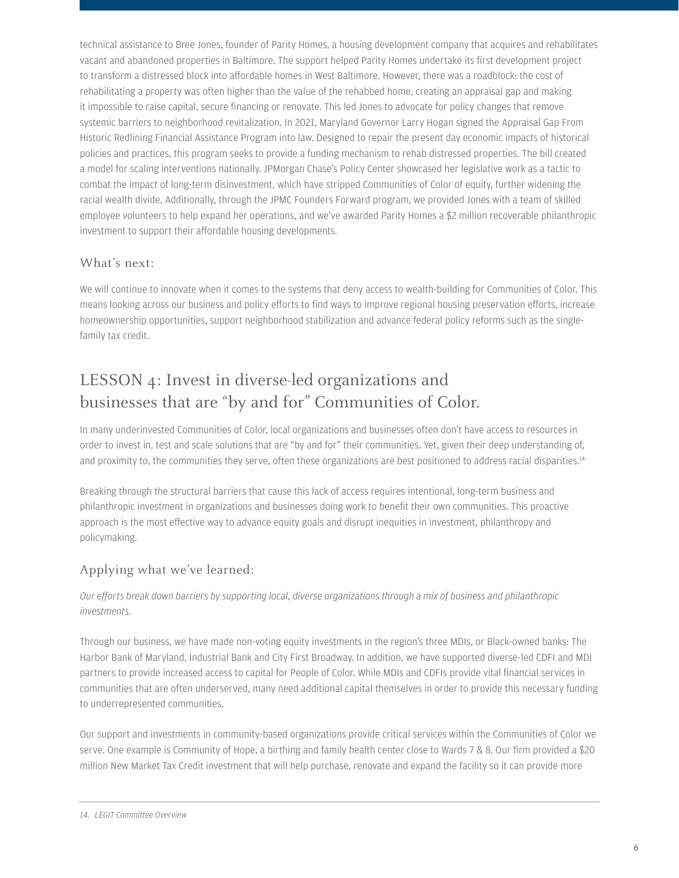technical assistance to Bree Jones, founder of Parity Homes, a housing development company that acquires and rehabilitates vacant and abandoned properties in Baltimore. The support helped Parity Homes undertake its first development project to transform a distressed block into affordable homes in West Baltimore. However, there was a roadblock: the cost of rehabilitating a property was often higher than the value of the rehabbed home, creating an appraisal gap and making it impossible to raise capital, secure financing or renovate. This led Jones to advocate for policy changes that remove systemic barriers to neighborhood revitalization. In 2021, Maryland Governor Larry Hogan signed the Appraisal Gap From Historic Redlining Financial Assistance Program into law. Designed to repair the present day economic impacts of historical policies and practices, this program seeks to provide a funding mechanism to rehab distressed properties. The bill created a model for scaling interventions nationally. JPMorgan Chase's Policy Center showcased her legislative work as a tactic to combat the impact of long-term disinvestment, which have stripped Communities of Color of equity, further widening the racial wealth divide. Additionally, through the JPMC Founders Forward program, we provided Jones with a team of skilled employee volunteers to help expand her operations, and we've awarded Parity Homes a $2 million recoverable philanthropic investment to support their affordable housing developments.

### What's next:

We will continue to innovate when it comes to the systems that deny access to wealth-building for Communities of Color. This means looking across our business and policy efforts to find ways to improve regional housing preservation efforts, increase homeownership opportunities, support neighborhood stabilization and advance federal policy reforms such as the single-family tax credit.

## LESSON 4: Invest in diverse-led organizations and businesses that are "by and for" Communities of Color.

In many underinvested Communities of Color, local organizations and businesses often don't have access to resources in order to invest in, test and scale solutions that are "by and for" their communities. Yet, given their deep understanding of, and proximity to, the communities they serve, often these organizations are best positioned to address racial disparities.[14]

Breaking through the structural barriers that cause this lack of access requires intentional, long-term business and philanthropic investment in organizations and businesses doing work to benefit their own communities. This proactive approach is the most effective way to advance equity goals and disrupt inequities in investment, philanthropy and policymaking.

### Applying what we've learned:

*Our efforts break down barriers by supporting local, diverse organizations through a mix of business and philanthropic investments.*

Through our business, we have made non-voting equity investments in the region's three MDIs, or Black-owned banks: The Harbor Bank of Maryland, Industrial Bank and City First Broadway. In addition, we have supported diverse-led CDFI and MDI partners to provide increased access to capital for People of Color. While MDIs and CDFIs provide vital financial services in communities that are often underserved, many need additional capital themselves in order to provide this necessary funding to underrepresented communities.

Our support and investments in community-based organizations provide critical services within the Communities of Color we serve. One example is Community of Hope, a birthing and family health center close to Wards 7 & 8. Our firm provided a $20 million New Market Tax Credit investment that will help purchase, renovate and expand the facility so it can provide more

14. *LEGIT Committee Overview*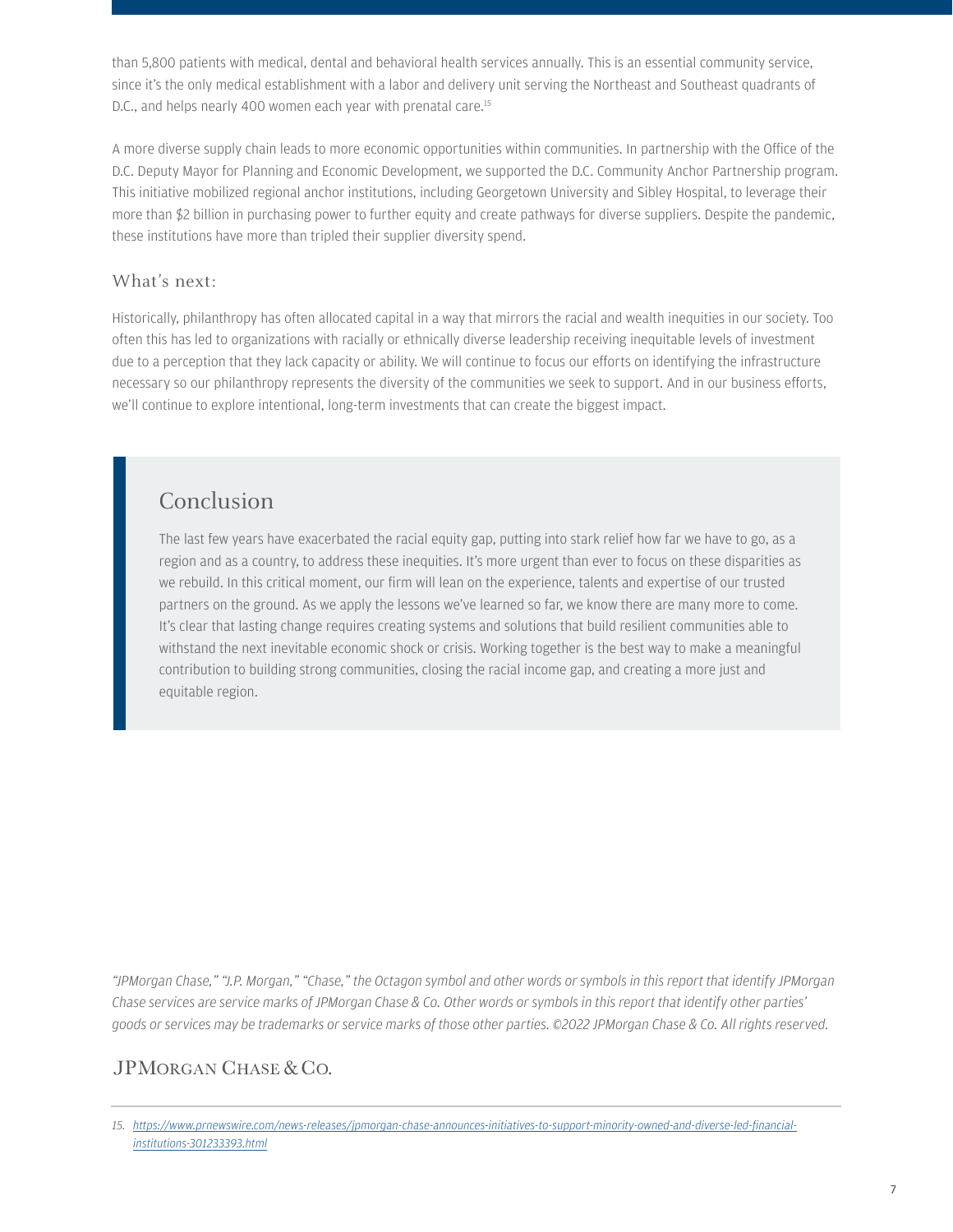than 5,800 patients with medical, dental and behavioral health services annually. This is an essential community service, since it's the only medical establishment with a labor and delivery unit serving the Northeast and Southeast quadrants of D.C., and helps nearly 400 women each year with prenatal care.[15]

A more diverse supply chain leads to more economic opportunities within communities. In partnership with the Office of the D.C. Deputy Mayor for Planning and Economic Development, we supported the D.C. Community Anchor Partnership program. This initiative mobilized regional anchor institutions, including Georgetown University and Sibley Hospital, to leverage their more than $2 billion in purchasing power to further equity and create pathways for diverse suppliers. Despite the pandemic, these institutions have more than tripled their supplier diversity spend.

### What's next:

Historically, philanthropy has often allocated capital in a way that mirrors the racial and wealth inequities in our society. Too often this has led to organizations with racially or ethnically diverse leadership receiving inequitable levels of investment due to a perception that they lack capacity or ability. We will continue to focus our efforts on identifying the infrastructure necessary so our philanthropy represents the diversity of the communities we seek to support. And in our business efforts, we'll continue to explore intentional, long-term investments that can create the biggest impact.

## Conclusion

The last few years have exacerbated the racial equity gap, putting into stark relief how far we have to go, as a region and as a country, to address these inequities. It's more urgent than ever to focus on these disparities as we rebuild. In this critical moment, our firm will lean on the experience, talents and expertise of our trusted partners on the ground. As we apply the lessons we've learned so far, we know there are many more to come. It's clear that lasting change requires creating systems and solutions that build resilient communities able to withstand the next inevitable economic shock or crisis. Working together is the best way to make a meaningful contribution to building strong communities, closing the racial income gap, and creating a more just and equitable region.

*"JPMorgan Chase," "J.P. Morgan," "Chase," the Octagon symbol and other words or symbols in this report that identify JPMorgan Chase services are service marks of JPMorgan Chase & Co. Other words or symbols in this report that identify other parties' goods or services may be trademarks or service marks of those other parties. ©2022 JPMorgan Chase & Co. All rights reserved.*

JPMORGAN CHASE & CO.

---

15. https://www.prnewswire.com/news-releases/jpmorgan-chase-announces-initiatives-to-support-minority-owned-and-diverse-led-financial-institutions-301233393.html